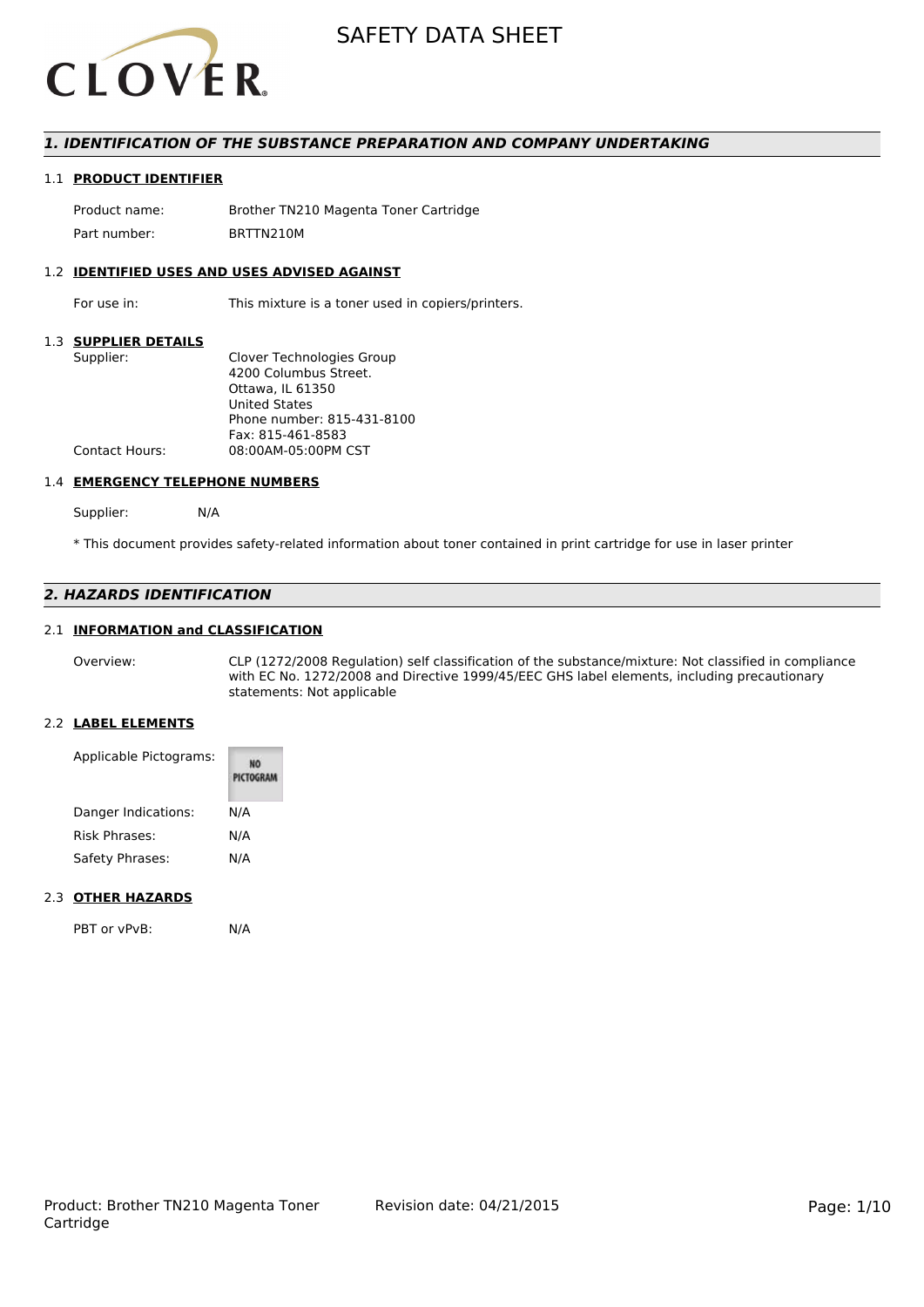# SAFETY DATA SHEET

## *1. IDENTIFICATION OF THE SUBSTANCE PREPARATION AND COMPANY UNDERTAKING*

### 1.1 PRODUCT IDENTIFIER

| | |
|---|---|
| Product name: | Brother TN210 Magenta Toner Cartridge |
| Part number: | BRTTN210M |

### 1.2 IDENTIFIED USES AND USES ADVISED AGAINST

| | |
|---|---|
| For use in: | This mixture is a toner used in copiers/printers. |

### 1.3 SUPPLIER DETAILS

| | |
|---|---|
| Supplier: | Clover Technologies Group<br>4200 Columbus Street.<br>Ottawa, IL 61350<br>United States<br>Phone number: 815-431-8100<br>Fax: 815-461-8583 |
| Contact Hours: | 08:00AM-05:00PM CST |

### 1.4 EMERGENCY TELEPHONE NUMBERS

Supplier: N/A

* This document provides safety-related information about toner contained in print cartridge for use in laser printer

## *2. HAZARDS IDENTIFICATION*

### 2.1 INFORMATION and CLASSIFICATION

| | |
|---|---|
| Overview: | CLP (1272/2008 Regulation) self classification of the substance/mixture: Not classified in compliance with EC No. 1272/2008 and Directive 1999/45/EEC GHS label elements, including precautionary statements: Not applicable |

### 2.2 LABEL ELEMENTS

| | |
|---|---|
| Applicable Pictograms: | NO PICTOGRAM |
| Danger Indications: | N/A |
| Risk Phrases: | N/A |
| Safety Phrases: | N/A |

### 2.3 OTHER HAZARDS

| | |
|---|---|
| PBT or vPvB: | N/A |

Product: Brother TN210 Magenta Toner Cartridge

Revision date: 04/21/2015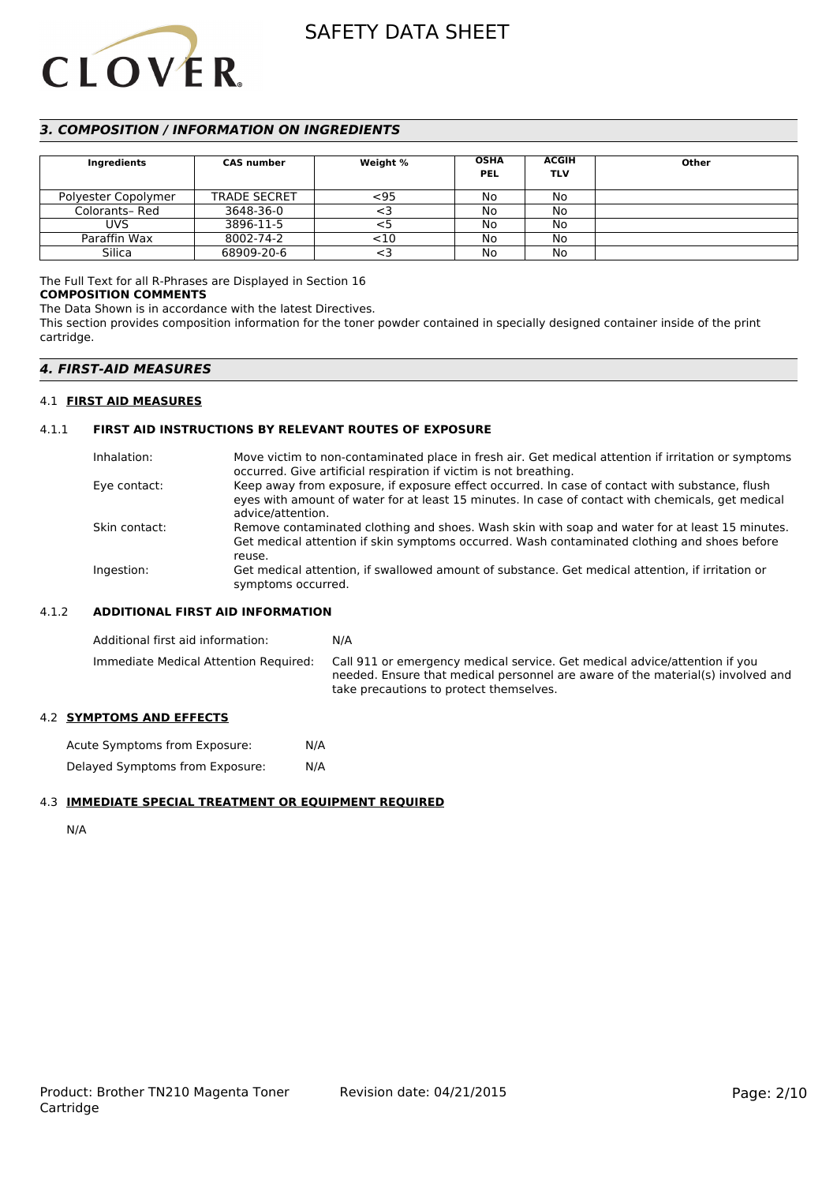## *3. COMPOSITION / INFORMATION ON INGREDIENTS*

| Ingredients | CAS number | Weight % | OSHA PEL | ACGIH TLV | Other |
|---|---|---|---|---|---|
| Polyester Copolymer | TRADE SECRET | <95 | No | No | |
| Colorants– Red | 3648-36-0 | <3 | No | No | |
| UVS | 3896-11-5 | <5 | No | No | |
| Paraffin Wax | 8002-74-2 | <10 | No | No | |
| Silica | 68909-20-6 | <3 | No | No | |

The Full Text for all R-Phrases are Displayed in Section 16

**COMPOSITION COMMENTS**

The Data Shown is in accordance with the latest Directives.

This section provides composition information for the toner powder contained in specially designed container inside of the print cartridge.

## *4. FIRST-AID MEASURES*

### 4.1 FIRST AID MEASURES

#### 4.1.1 FIRST AID INSTRUCTIONS BY RELEVANT ROUTES OF EXPOSURE

Inhalation: Move victim to non-contaminated place in fresh air. Get medical attention if irritation or symptoms occurred. Give artificial respiration if victim is not breathing.

Eye contact: Keep away from exposure, if exposure effect occurred. In case of contact with substance, flush eyes with amount of water for at least 15 minutes. In case of contact with chemicals, get medical advice/attention.

Skin contact: Remove contaminated clothing and shoes. Wash skin with soap and water for at least 15 minutes. Get medical attention if skin symptoms occurred. Wash contaminated clothing and shoes before reuse.

Ingestion: Get medical attention, if swallowed amount of substance. Get medical attention, if irritation or symptoms occurred.

#### 4.1.2 ADDITIONAL FIRST AID INFORMATION

Additional first aid information: N/A

Immediate Medical Attention Required: Call 911 or emergency medical service. Get medical advice/attention if you needed. Ensure that medical personnel are aware of the material(s) involved and take precautions to protect themselves.

### 4.2 SYMPTOMS AND EFFECTS

Acute Symptoms from Exposure: N/A

Delayed Symptoms from Exposure: N/A

### 4.3 IMMEDIATE SPECIAL TREATMENT OR EQUIPMENT REQUIRED

N/A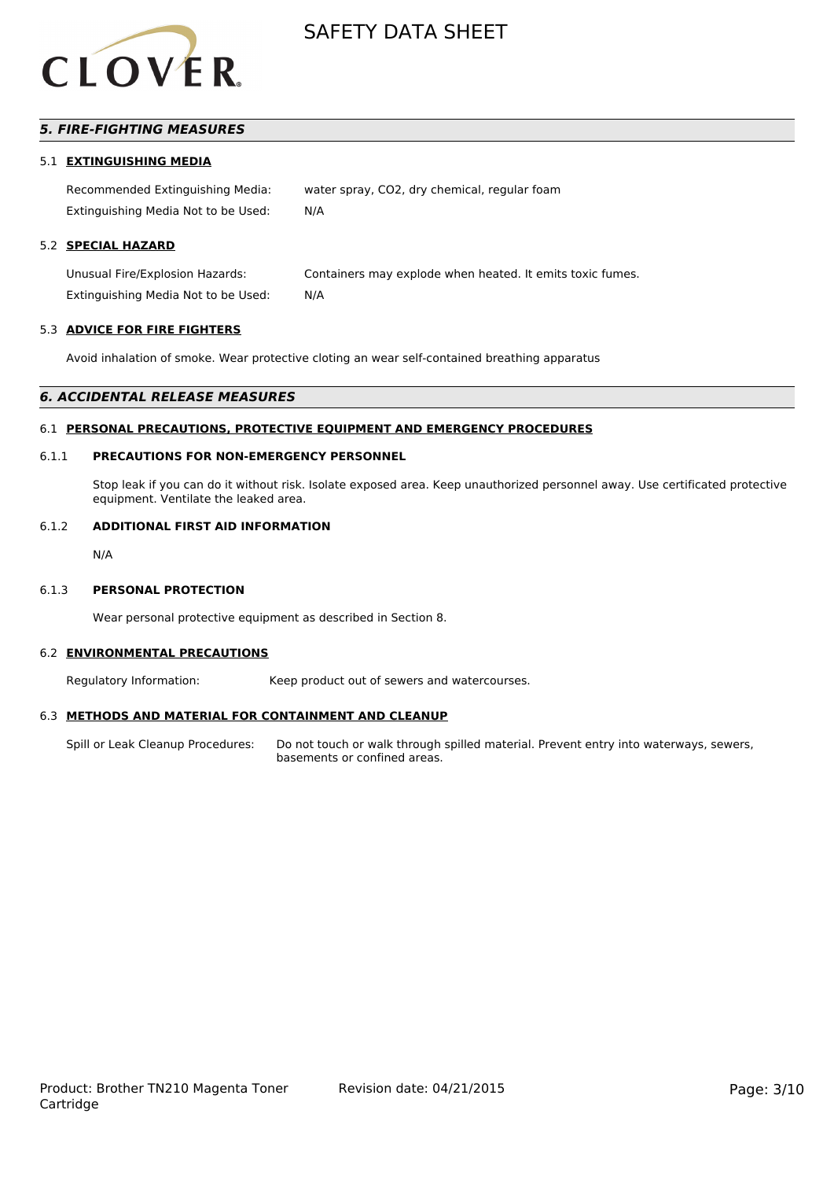## 5. FIRE-FIGHTING MEASURES

### 5.1 EXTINGUISHING MEDIA

| | |
|---|---|
| Recommended Extinguishing Media: | water spray, $CO_2$, dry chemical, regular foam |
| Extinguishing Media Not to be Used: | N/A |

### 5.2 SPECIAL HAZARD

| | |
|---|---|
| Unusual Fire/Explosion Hazards: | Containers may explode when heated. It emits toxic fumes. |
| Extinguishing Media Not to be Used: | N/A |

### 5.3 ADVICE FOR FIRE FIGHTERS

Avoid inhalation of smoke. Wear protective cloting an wear self-contained breathing apparatus

## 6. ACCIDENTAL RELEASE MEASURES

### 6.1 PERSONAL PRECAUTIONS, PROTECTIVE EQUIPMENT AND EMERGENCY PROCEDURES

#### 6.1.1 PRECAUTIONS FOR NON-EMERGENCY PERSONNEL

Stop leak if you can do it without risk. Isolate exposed area. Keep unauthorized personnel away. Use certificated protective equipment. Ventilate the leaked area.

#### 6.1.2 ADDITIONAL FIRST AID INFORMATION

N/A

#### 6.1.3 PERSONAL PROTECTION

Wear personal protective equipment as described in Section 8.

### 6.2 ENVIRONMENTAL PRECAUTIONS

| | |
|---|---|
| Regulatory Information: | Keep product out of sewers and watercourses. |

### 6.3 METHODS AND MATERIAL FOR CONTAINMENT AND CLEANUP

| | |
|---|---|
| Spill or Leak Cleanup Procedures: | Do not touch or walk through spilled material. Prevent entry into waterways, sewers, basements or confined areas. |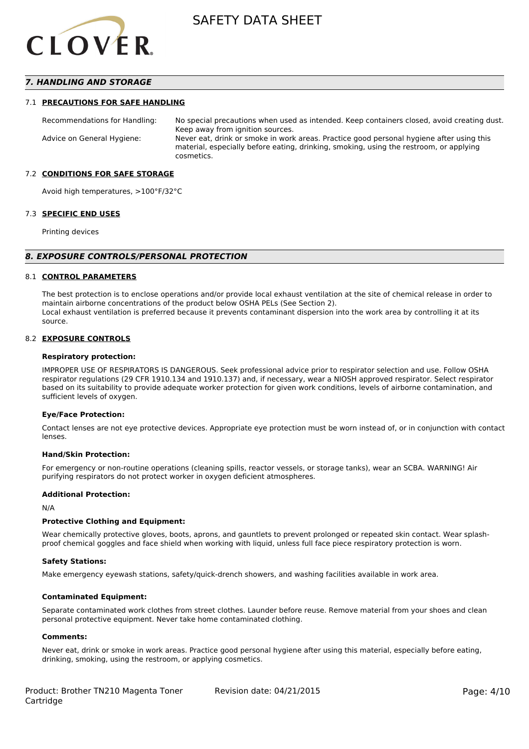## *7. HANDLING AND STORAGE*

### 7.1 PRECAUTIONS FOR SAFE HANDLING

| | |
|---|---|
| Recommendations for Handling: | No special precautions when used as intended. Keep containers closed, avoid creating dust. Keep away from ignition sources. |
| Advice on General Hygiene: | Never eat, drink or smoke in work areas. Practice good personal hygiene after using this material, especially before eating, drinking, smoking, using the restroom, or applying cosmetics. |

### 7.2 CONDITIONS FOR SAFE STORAGE

Avoid high temperatures, >100°F/32°C

### 7.3 SPECIFIC END USES

Printing devices

## *8. EXPOSURE CONTROLS/PERSONAL PROTECTION*

### 8.1 CONTROL PARAMETERS

The best protection is to enclose operations and/or provide local exhaust ventilation at the site of chemical release in order to maintain airborne concentrations of the product below OSHA PELs (See Section 2).
Local exhaust ventilation is preferred because it prevents contaminant dispersion into the work area by controlling it at its source.

### 8.2 EXPOSURE CONTROLS

**Respiratory protection:**

IMPROPER USE OF RESPIRATORS IS DANGEROUS. Seek professional advice prior to respirator selection and use. Follow OSHA respirator regulations (29 CFR 1910.134 and 1910.137) and, if necessary, wear a NIOSH approved respirator. Select respirator based on its suitability to provide adequate worker protection for given work conditions, levels of airborne contamination, and sufficient levels of oxygen.

**Eye/Face Protection:**

Contact lenses are not eye protective devices. Appropriate eye protection must be worn instead of, or in conjunction with contact lenses.

**Hand/Skin Protection:**

For emergency or non-routine operations (cleaning spills, reactor vessels, or storage tanks), wear an SCBA. WARNING! Air purifying respirators do not protect worker in oxygen deficient atmospheres.

**Additional Protection:**

N/A

**Protective Clothing and Equipment:**

Wear chemically protective gloves, boots, aprons, and gauntlets to prevent prolonged or repeated skin contact. Wear splash-proof chemical goggles and face shield when working with liquid, unless full face piece respiratory protection is worn.

**Safety Stations:**

Make emergency eyewash stations, safety/quick-drench showers, and washing facilities available in work area.

**Contaminated Equipment:**

Separate contaminated work clothes from street clothes. Launder before reuse. Remove material from your shoes and clean personal protective equipment. Never take home contaminated clothing.

**Comments:**

Never eat, drink or smoke in work areas. Practice good personal hygiene after using this material, especially before eating, drinking, smoking, using the restroom, or applying cosmetics.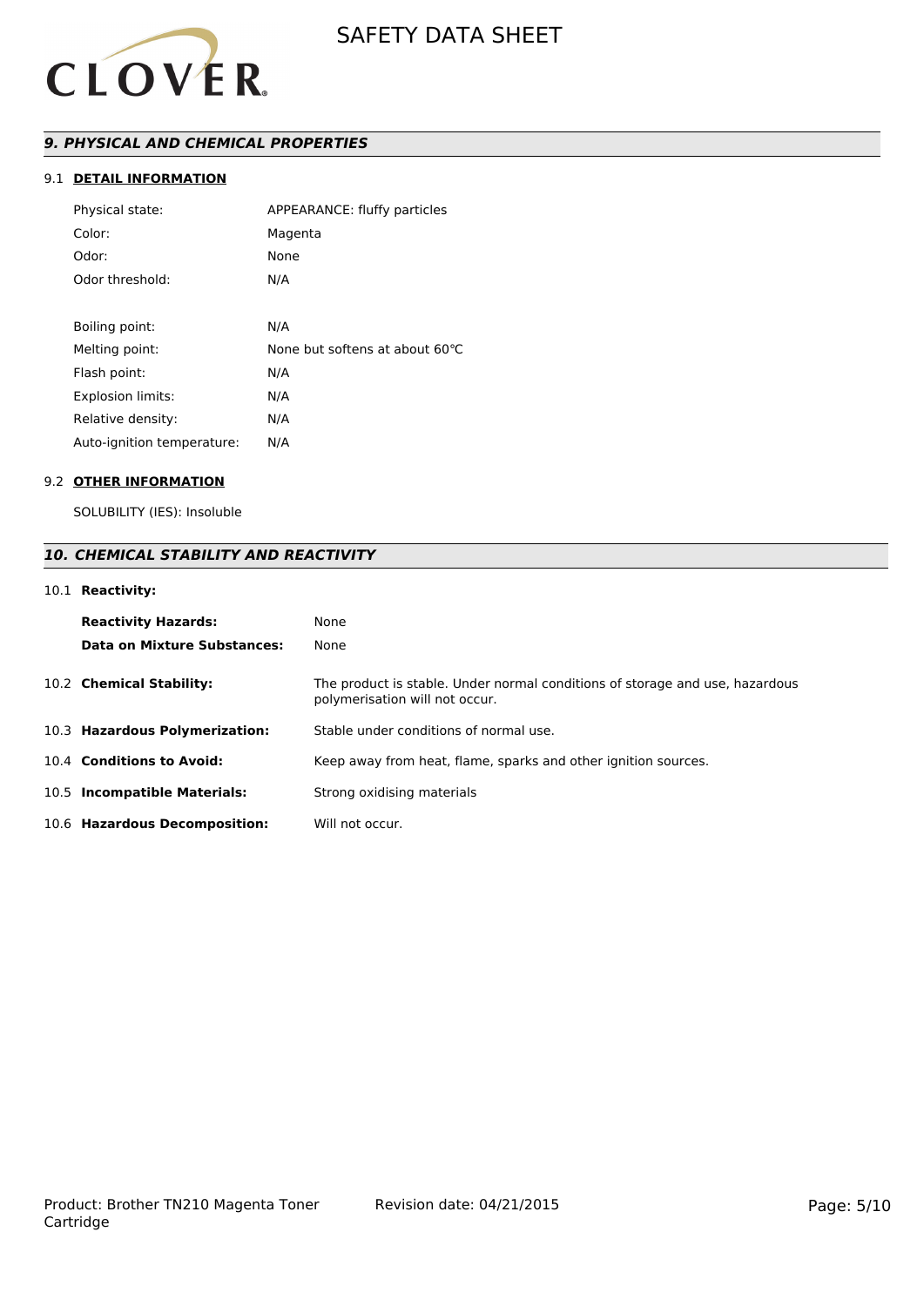## *9. PHYSICAL AND CHEMICAL PROPERTIES*

### 9.1 DETAIL INFORMATION

| | |
|---|---|
| Physical state: | APPEARANCE: fluffy particles |
| Color: | Magenta |
| Odor: | None |
| Odor threshold: | N/A |
| Boiling point: | N/A |
| Melting point: | None but softens at about 60℃ |
| Flash point: | N/A |
| Explosion limits: | N/A |
| Relative density: | N/A |
| Auto-ignition temperature: | N/A |

### 9.2 OTHER INFORMATION

SOLUBILITY (IES): Insoluble

## *10. CHEMICAL STABILITY AND REACTIVITY*

### 10.1 Reactivity:

| | |
|---|---|
| **Reactivity Hazards:** | None |
| **Data on Mixture Substances:** | None |

**10.2 Chemical Stability:** The product is stable. Under normal conditions of storage and use, hazardous polymerisation will not occur.

**10.3 Hazardous Polymerization:** Stable under conditions of normal use.

**10.4 Conditions to Avoid:** Keep away from heat, flame, sparks and other ignition sources.

**10.5 Incompatible Materials:** Strong oxidising materials

**10.6 Hazardous Decomposition:** Will not occur.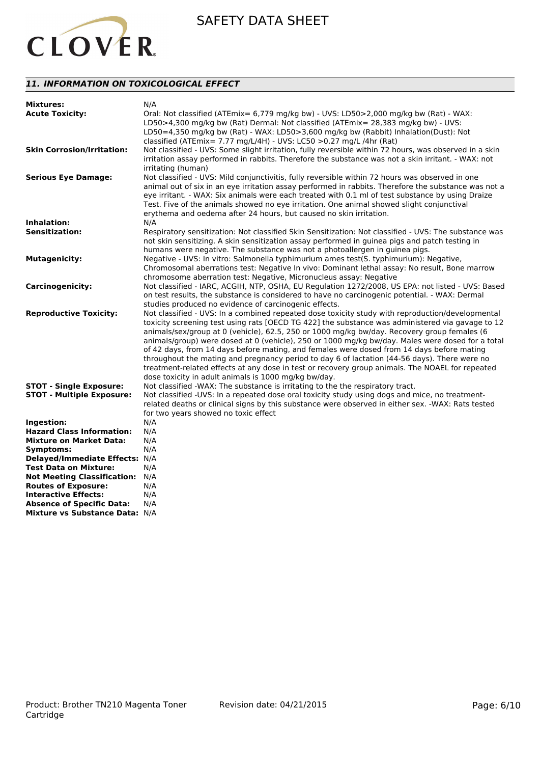## *11. INFORMATION ON TOXICOLOGICAL EFFECT*

| | |
|---|---|
| **Mixtures:** | N/A |
| **Acute Toxicity:** | Oral: Not classified (ATEmix= 6,779 mg/kg bw) - UVS: LD50>2,000 mg/kg bw (Rat) - WAX: LD50>4,300 mg/kg bw (Rat) Dermal: Not classified (ATEmix= 28,383 mg/kg bw) - UVS: LD50=4,350 mg/kg bw (Rat) - WAX: LD50>3,600 mg/kg bw (Rabbit) Inhalation(Dust): Not classified (ATEmix= 7.77 mg/L/4H) - UVS: LC50 >0.27 mg/L /4hr (Rat) |
| **Skin Corrosion/Irritation:** | Not classified - UVS: Some slight irritation, fully reversible within 72 hours, was observed in a skin irritation assay performed in rabbits. Therefore the substance was not a skin irritant. - WAX: not irritating (human) |
| **Serious Eye Damage:** | Not classified - UVS: Mild conjunctivitis, fully reversible within 72 hours was observed in one animal out of six in an eye irritation assay performed in rabbits. Therefore the substance was not a eye irritant. - WAX: Six animals were each treated with 0.1 ml of test substance by using Draize Test. Five of the animals showed no eye irritation. One animal showed slight conjunctival erythema and oedema after 24 hours, but caused no skin irritation. |
| **Inhalation:** | N/A |
| **Sensitization:** | Respiratory sensitization: Not classified Skin Sensitization: Not classified - UVS: The substance was not skin sensitizing. A skin sensitization assay performed in guinea pigs and patch testing in humans were negative. The substance was not a photoallergen in guinea pigs. |
| **Mutagenicity:** | Negative - UVS: In vitro: Salmonella typhimurium ames test(S. typhimurium): Negative, Chromosomal aberrations test: Negative In vivo: Dominant lethal assay: No result, Bone marrow chromosome aberration test: Negative, Micronucleus assay: Negative |
| **Carcinogenicity:** | Not classified - IARC, ACGIH, NTP, OSHA, EU Regulation 1272/2008, US EPA: not listed - UVS: Based on test results, the substance is considered to have no carcinogenic potential. - WAX: Dermal studies produced no evidence of carcinogenic effects. |
| **Reproductive Toxicity:** | Not classified - UVS: In a combined repeated dose toxicity study with reproduction/developmental toxicity screening test using rats [OECD TG 422] the substance was administered via gavage to 12 animals/sex/group at 0 (vehicle), 62.5, 250 or 1000 mg/kg bw/day. Recovery group females (6 animals/group) were dosed at 0 (vehicle), 250 or 1000 mg/kg bw/day. Males were dosed for a total of 42 days, from 14 days before mating, and females were dosed from 14 days before mating throughout the mating and pregnancy period to day 6 of lactation (44-56 days). There were no treatment-related effects at any dose in test or recovery group animals. The NOAEL for repeated dose toxicity in adult animals is 1000 mg/kg bw/day. |
| **STOT - Single Exposure:** | Not classified -WAX: The substance is irritating to the respiratory tract. |
| **STOT - Multiple Exposure:** | Not classified -UVS: In a repeated dose oral toxicity study using dogs and mice, no treatment-related deaths or clinical signs by this substance were observed in either sex. -WAX: Rats tested for two years showed no toxic effect |
| **Ingestion:** | N/A |
| **Hazard Class Information:** | N/A |
| **Mixture on Market Data:** | N/A |
| **Symptoms:** | N/A |
| **Delayed/Immediate Effects:** | N/A |
| **Test Data on Mixture:** | N/A |
| **Not Meeting Classification:** | N/A |
| **Routes of Exposure:** | N/A |
| **Interactive Effects:** | N/A |
| **Absence of Specific Data:** | N/A |
| **Mixture vs Substance Data:** | N/A |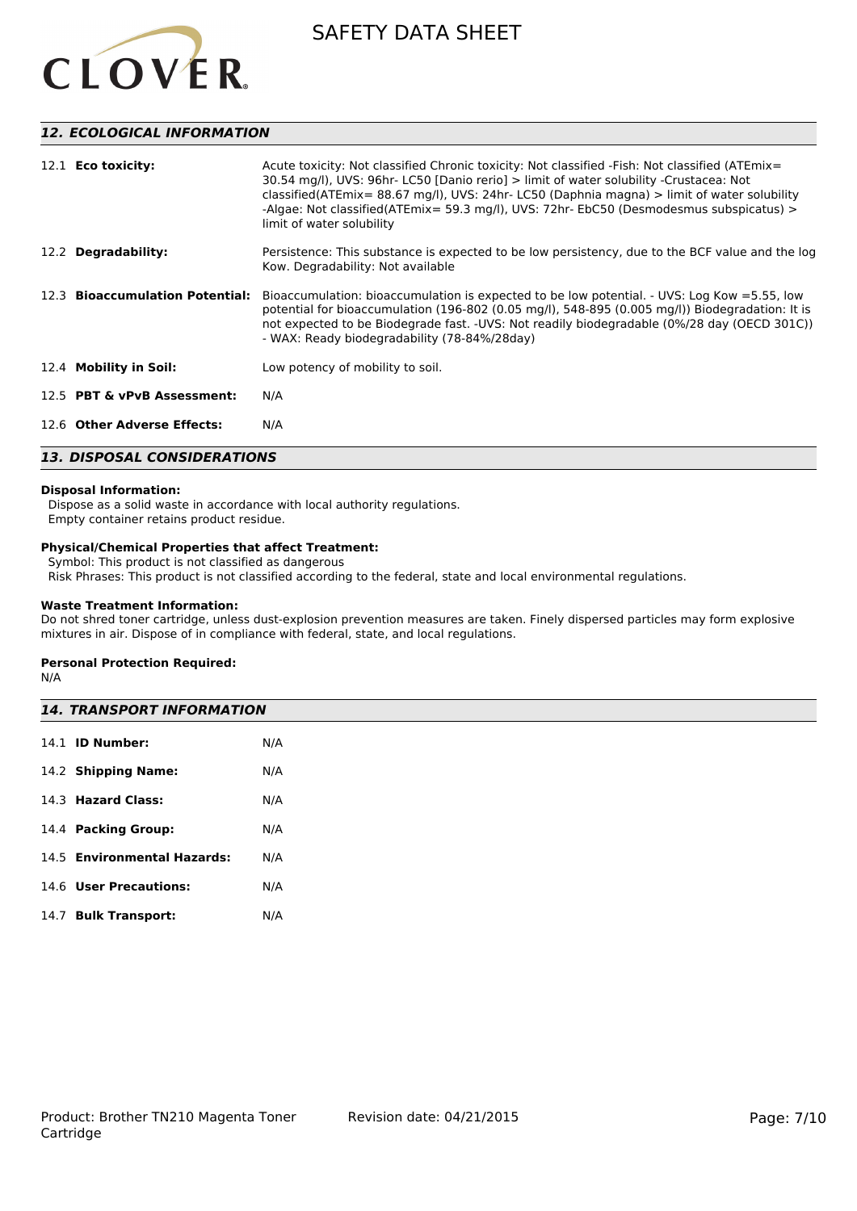## 12. ECOLOGICAL INFORMATION

| | | |
|---|---|---|
| 12.1 | **Eco toxicity:** | Acute toxicity: Not classified Chronic toxicity: Not classified -Fish: Not classified (ATEmix= 30.54 mg/l), UVS: 96hr- LC50 [Danio rerio] > limit of water solubility -Crustacea: Not classified(ATEmix= 88.67 mg/l), UVS: 24hr- LC50 (Daphnia magna) > limit of water solubility -Algae: Not classified(ATEmix= 59.3 mg/l), UVS: 72hr- EbC50 (Desmodesmus subspicatus) > limit of water solubility |
| 12.2 | **Degradability:** | Persistence: This substance is expected to be low persistency, due to the BCF value and the log Kow. Degradability: Not available |
| 12.3 | **Bioaccumulation Potential:** | Bioaccumulation: bioaccumulation is expected to be low potential. - UVS: Log Kow =5.55, low potential for bioaccumulation (196-802 (0.05 mg/l), 548-895 (0.005 mg/l)) Biodegradation: It is not expected to be Biodegrade fast. -UVS: Not readily biodegradable (0%/28 day (OECD 301C)) - WAX: Ready biodegradability (78-84%/28day) |
| 12.4 | **Mobility in Soil:** | Low potency of mobility to soil. |
| 12.5 | **PBT & vPvB Assessment:** | N/A |
| 12.6 | **Other Adverse Effects:** | N/A |

## 13. DISPOSAL CONSIDERATIONS

**Disposal Information:**
Dispose as a solid waste in accordance with local authority regulations.
Empty container retains product residue.

**Physical/Chemical Properties that affect Treatment:**
Symbol: This product is not classified as dangerous
Risk Phrases: This product is not classified according to the federal, state and local environmental regulations.

**Waste Treatment Information:**
Do not shred toner cartridge, unless dust-explosion prevention measures are taken. Finely dispersed particles may form explosive mixtures in air. Dispose of in compliance with federal, state, and local regulations.

**Personal Protection Required:**
N/A

## 14. TRANSPORT INFORMATION

| | | |
|---|---|---|
| 14.1 | **ID Number:** | N/A |
| 14.2 | **Shipping Name:** | N/A |
| 14.3 | **Hazard Class:** | N/A |
| 14.4 | **Packing Group:** | N/A |
| 14.5 | **Environmental Hazards:** | N/A |
| 14.6 | **User Precautions:** | N/A |
| 14.7 | **Bulk Transport:** | N/A |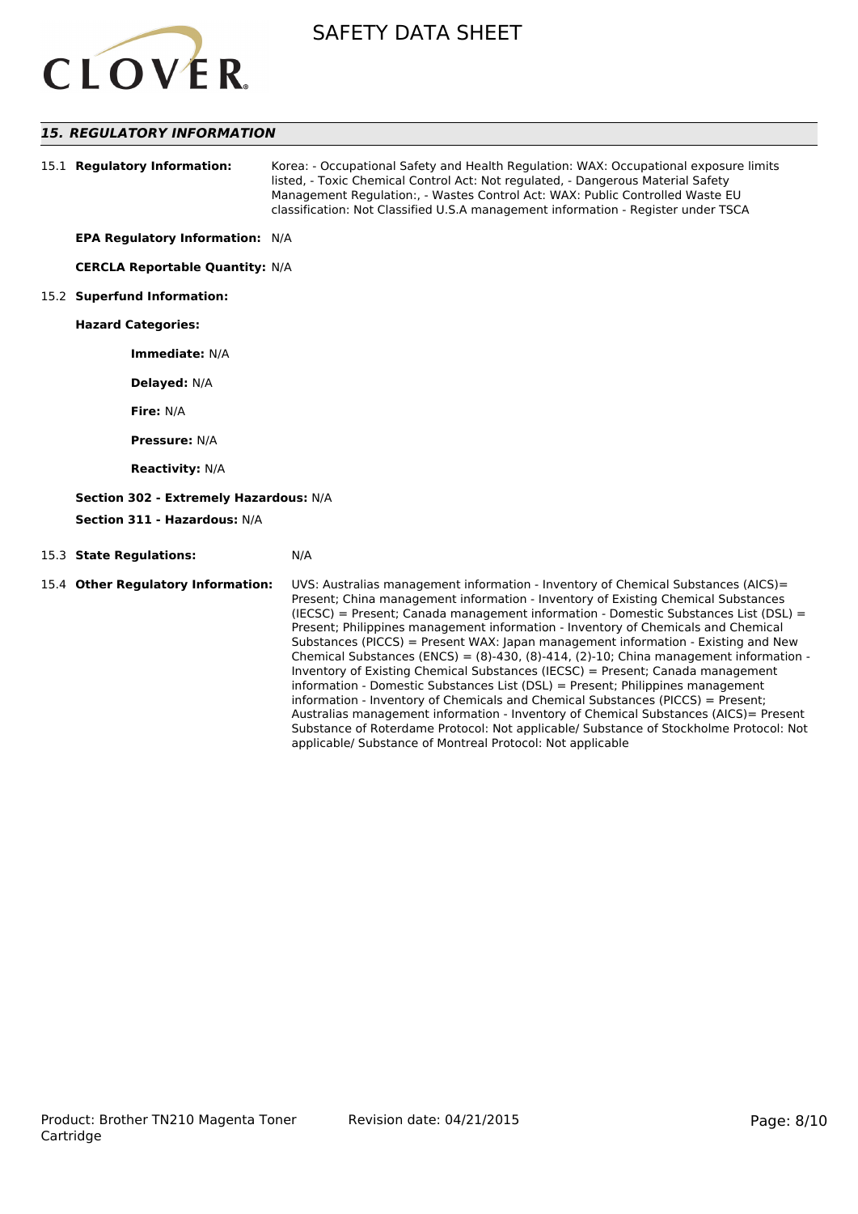## 15. REGULATORY INFORMATION

15.1 **Regulatory Information:** Korea: - Occupational Safety and Health Regulation: WAX: Occupational exposure limits listed, - Toxic Chemical Control Act: Not regulated, - Dangerous Material Safety Management Regulation:, - Wastes Control Act: WAX: Public Controlled Waste EU classification: Not Classified U.S.A management information - Register under TSCA

**EPA Regulatory Information:** N/A

**CERCLA Reportable Quantity:** N/A

15.2 **Superfund Information:**

**Hazard Categories:**

**Immediate:** N/A

**Delayed:** N/A

**Fire:** N/A

**Pressure:** N/A

**Reactivity:** N/A

**Section 302 - Extremely Hazardous:** N/A

**Section 311 - Hazardous:** N/A

15.3 **State Regulations:** N/A

15.4 **Other Regulatory Information:** UVS: Australias management information - Inventory of Chemical Substances (AICS)= Present; China management information - Inventory of Existing Chemical Substances (IECSC) = Present; Canada management information - Domestic Substances List (DSL) = Present; Philippines management information - Inventory of Chemicals and Chemical Substances (PICCS) = Present WAX: Japan management information - Existing and New Chemical Substances (ENCS) = (8)-430, (8)-414, (2)-10; China management information - Inventory of Existing Chemical Substances (IECSC) = Present; Canada management information - Domestic Substances List (DSL) = Present; Philippines management information - Inventory of Chemicals and Chemical Substances (PICCS) = Present; Australias management information - Inventory of Chemical Substances (AICS)= Present Substance of Roterdame Protocol: Not applicable/ Substance of Stockholme Protocol: Not applicable/ Substance of Montreal Protocol: Not applicable

Product: Brother TN210 Magenta Toner Cartridge

Revision date: 04/21/2015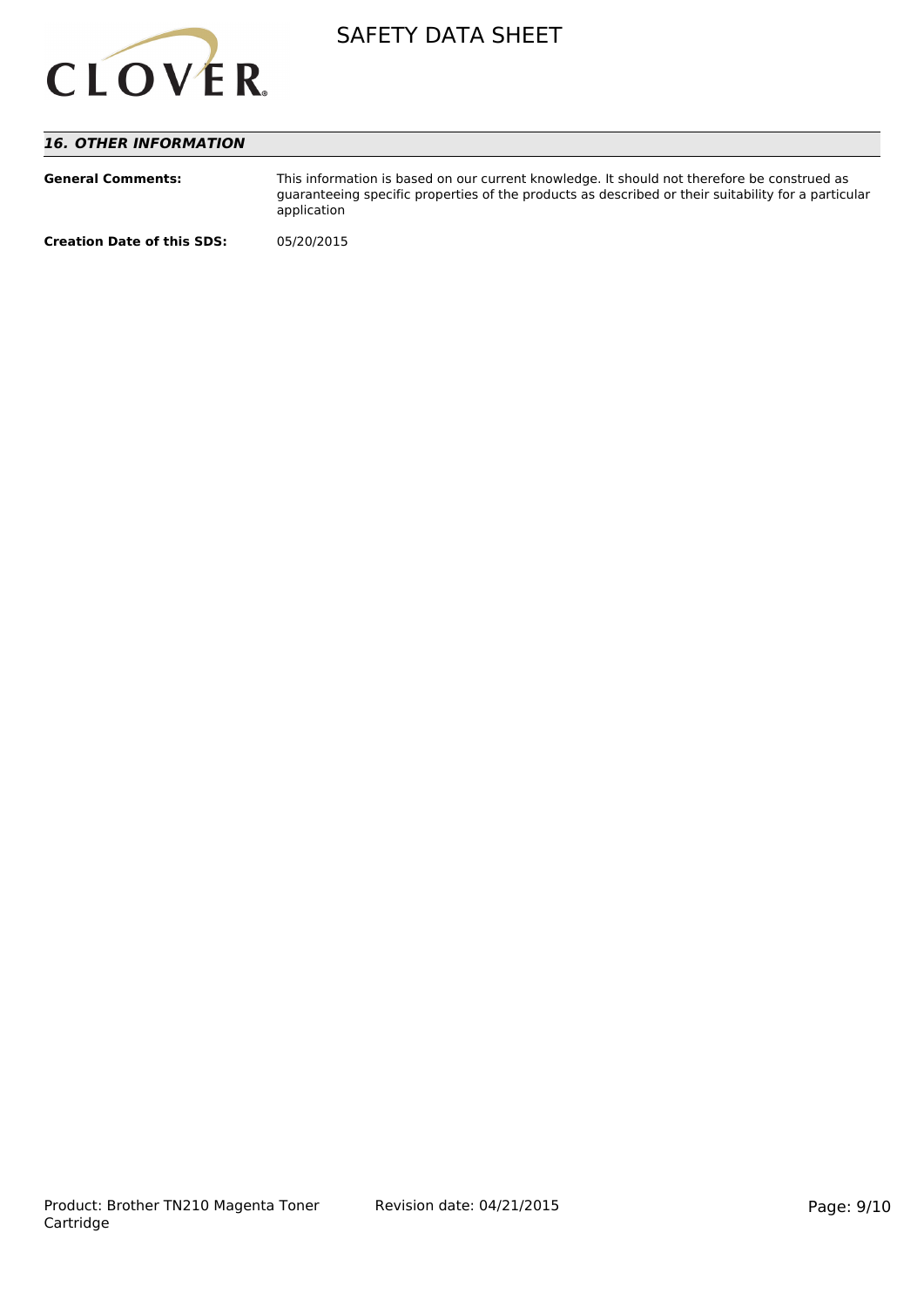## 16. OTHER INFORMATION

| | |
|---|---|
| **General Comments:** | This information is based on our current knowledge. It should not therefore be construed as guaranteeing specific properties of the products as described or their suitability for a particular application |
| **Creation Date of this SDS:** | 05/20/2015 |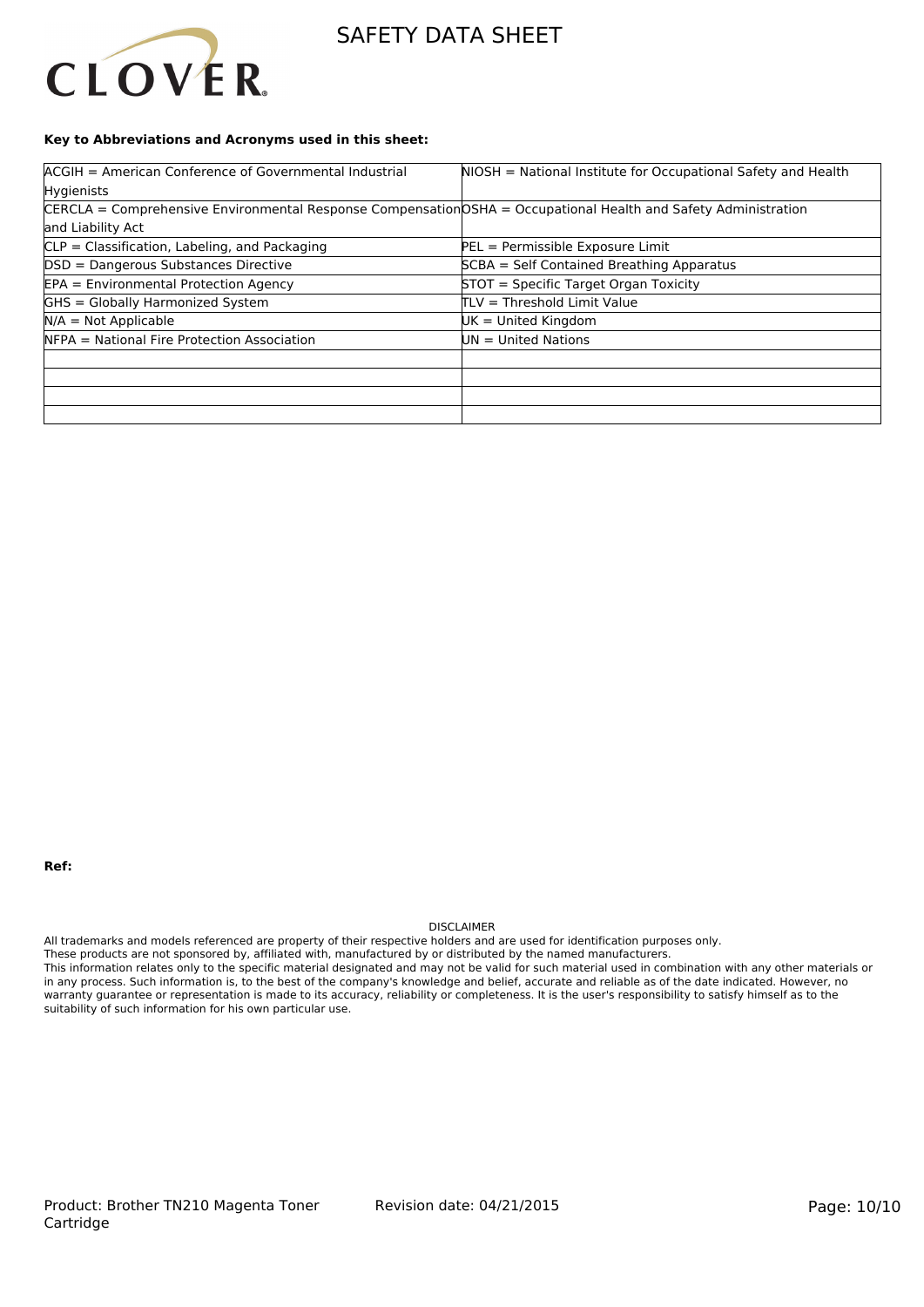**Key to Abbreviations and Acronyms used in this sheet:**

| | |
|---|---|
| ACGIH = American Conference of Governmental Industrial Hygienists | NIOSH = National Institute for Occupational Safety and Health |
| CERCLA = Comprehensive Environmental Response Compensation and Liability Act | OSHA = Occupational Health and Safety Administration |
| CLP = Classification, Labeling, and Packaging | PEL = Permissible Exposure Limit |
| DSD = Dangerous Substances Directive | SCBA = Self Contained Breathing Apparatus |
| EPA = Environmental Protection Agency | STOT = Specific Target Organ Toxicity |
| GHS = Globally Harmonized System | TLV = Threshold Limit Value |
| N/A = Not Applicable | UK = United Kingdom |
| NFPA = National Fire Protection Association | UN = United Nations |
| | |
| | |
| | |
| | |

**Ref:**

DISCLAIMER

All trademarks and models referenced are property of their respective holders and are used for identification purposes only.
These products are not sponsored by, affiliated with, manufactured by or distributed by the named manufacturers.
This information relates only to the specific material designated and may not be valid for such material used in combination with any other materials or in any process. Such information is, to the best of the company's knowledge and belief, accurate and reliable as of the date indicated. However, no warranty guarantee or representation is made to its accuracy, reliability or completeness. It is the user's responsibility to satisfy himself as to the suitability of such information for his own particular use.